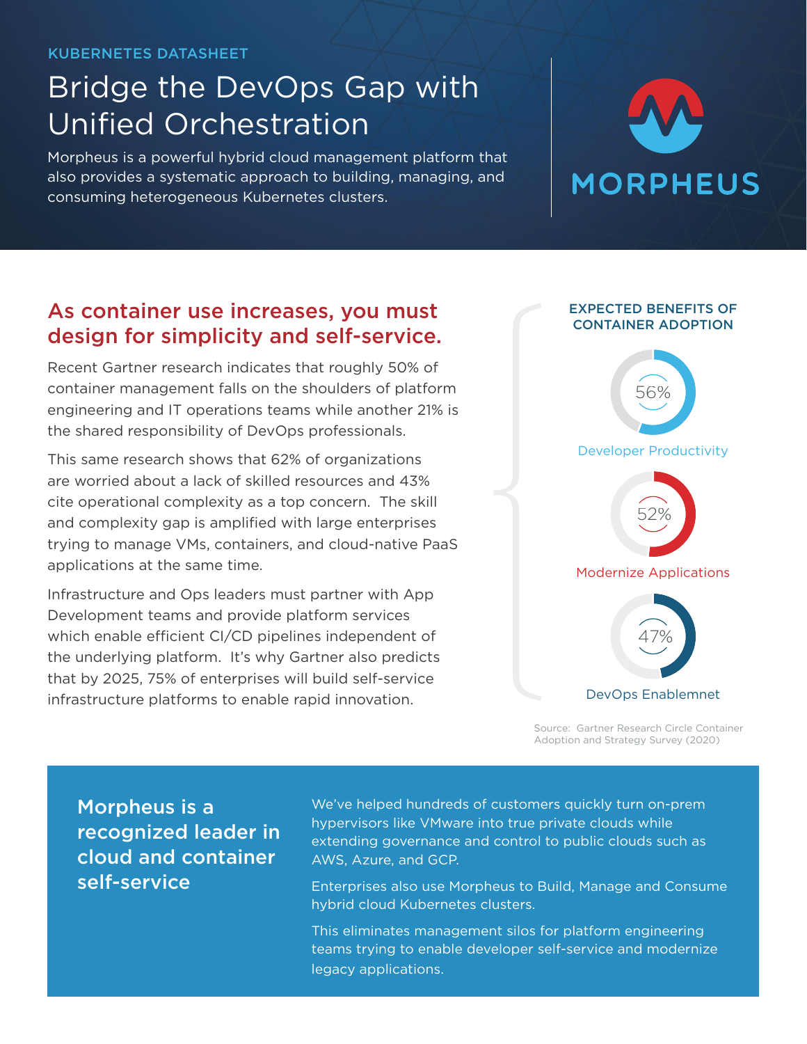KUBERNETES DATASHEET

# Bridge the DevOps Gap with Unified Orchestration

Morpheus is a powerful hybrid cloud management platform that also provides a systematic approach to building, managing, and consuming heterogeneous Kubernetes clusters.

MORPHEUS

## As container use increases, you must design for simplicity and self-service.

Recent Gartner research indicates that roughly 50% of container management falls on the shoulders of platform engineering and IT operations teams while another 21% is the shared responsibility of DevOps professionals.

This same research shows that 62% of organizations are worried about a lack of skilled resources and 43% cite operational complexity as a top concern. The skill and complexity gap is amplified with large enterprises trying to manage VMs, containers, and cloud-native PaaS applications at the same time.

Infrastructure and Ops leaders must partner with App Development teams and provide platform services which enable efficient CI/CD pipelines independent of the underlying platform. It's why Gartner also predicts that by 2025, 75% of enterprises will build self-service infrastructure platforms to enable rapid innovation.

### EXPECTED BENEFITS OF CONTAINER ADOPTION

56%

Developer Productivity

52%

Modernize Applications

47%

DevOps Enablemnet

Source: Gartner Research Circle Container Adoption and Strategy Survey (2020)

## Morpheus is a recognized leader in cloud and container self-service

We've helped hundreds of customers quickly turn on-prem hypervisors like VMware into true private clouds while extending governance and control to public clouds such as AWS, Azure, and GCP.

Enterprises also use Morpheus to Build, Manage and Consume hybrid cloud Kubernetes clusters.

This eliminates management silos for platform engineering teams trying to enable developer self-service and modernize legacy applications.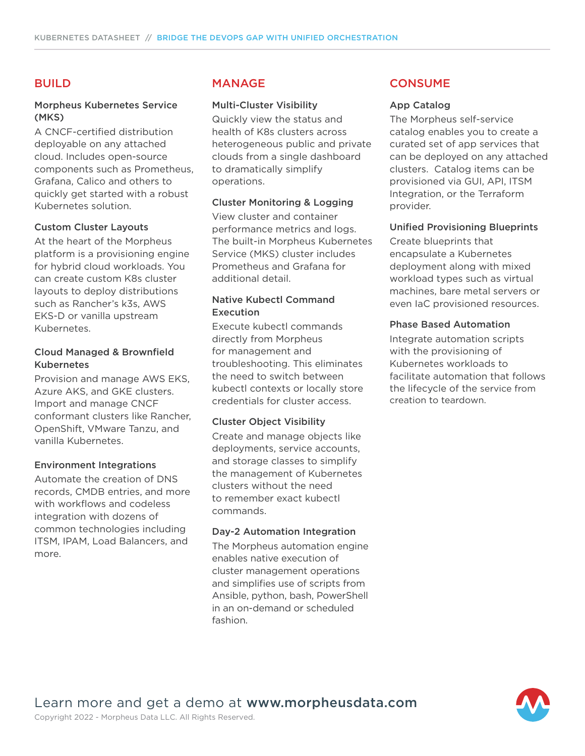## BUILD

### Morpheus Kubernetes Service (MKS)

A CNCF-certified distribution deployable on any attached cloud. Includes open-source components such as Prometheus, Grafana, Calico and others to quickly get started with a robust Kubernetes solution.

### Custom Cluster Layouts

At the heart of the Morpheus platform is a provisioning engine for hybrid cloud workloads. You can create custom K8s cluster layouts to deploy distributions such as Rancher's k3s, AWS EKS-D or vanilla upstream Kubernetes.

### Cloud Managed & Brownfield Kubernetes

Provision and manage AWS EKS, Azure AKS, and GKE clusters. Import and manage CNCF conformant clusters like Rancher, OpenShift, VMware Tanzu, and vanilla Kubernetes.

### Environment Integrations

Automate the creation of DNS records, CMDB entries, and more with workflows and codeless integration with dozens of common technologies including ITSM, IPAM, Load Balancers, and more.

## MANAGE

### Multi-Cluster Visibility

Quickly view the status and health of K8s clusters across heterogeneous public and private clouds from a single dashboard to dramatically simplify operations.

### Cluster Monitoring & Logging

View cluster and container performance metrics and logs. The built-in Morpheus Kubernetes Service (MKS) cluster includes Prometheus and Grafana for additional detail.

### Native Kubectl Command Execution

Execute kubectl commands directly from Morpheus for management and troubleshooting. This eliminates the need to switch between kubectl contexts or locally store credentials for cluster access.

### Cluster Object Visibility

Create and manage objects like deployments, service accounts, and storage classes to simplify the management of Kubernetes clusters without the need to remember exact kubectl commands.

### Day-2 Automation Integration

The Morpheus automation engine enables native execution of cluster management operations and simplifies use of scripts from Ansible, python, bash, PowerShell in an on-demand or scheduled fashion.

## CONSUME

### App Catalog

The Morpheus self-service catalog enables you to create a curated set of app services that can be deployed on any attached clusters. Catalog items can be provisioned via GUI, API, ITSM Integration, or the Terraform provider.

### Unified Provisioning Blueprints

Create blueprints that encapsulate a Kubernetes deployment along with mixed workload types such as virtual machines, bare metal servers or even IaC provisioned resources.

### Phase Based Automation

Integrate automation scripts with the provisioning of Kubernetes workloads to facilitate automation that follows the lifecycle of the service from creation to teardown.

Learn more and get a demo at **www.morpheusdata.com**

Copyright 2022 - Morpheus Data LLC. All Rights Reserved.